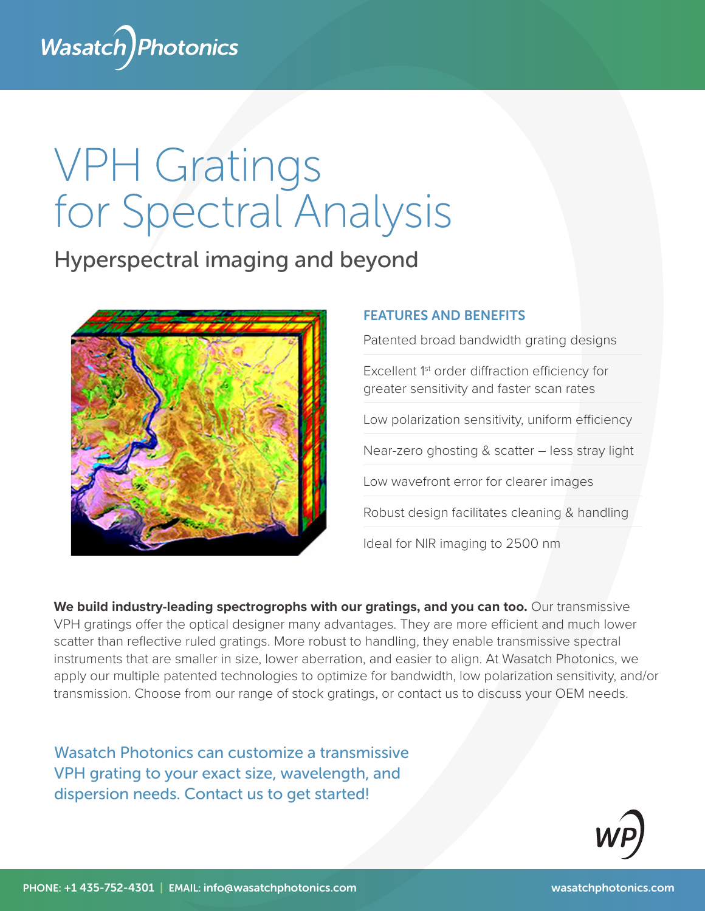Wasatch Photonics

# VPH Gratings for Spectral Analysis

## Hyperspectral imaging and beyond

### FEATURES AND BENEFITS

- Patented broad bandwidth grating designs
- Excellent 1st order diffraction efficiency for greater sensitivity and faster scan rates
- Low polarization sensitivity, uniform efficiency
- Near-zero ghosting & scatter – less stray light
- Low wavefront error for clearer images
- Robust design facilitates cleaning & handling
- Ideal for NIR imaging to 2500 nm

**We build industry-leading spectrographs with our gratings, and you can too.** Our transmissive VPH gratings offer the optical designer many advantages. They are more efficient and much lower scatter than reflective ruled gratings. More robust to handling, they enable transmissive spectral instruments that are smaller in size, lower aberration, and easier to align. At Wasatch Photonics, we apply our multiple patented technologies to optimize for bandwidth, low polarization sensitivity, and/or transmission. Choose from our range of stock gratings, or contact us to discuss your OEM needs.

Wasatch Photonics can customize a transmissive VPH grating to your exact size, wavelength, and dispersion needs. Contact us to get started!

PHONE: +1 435-752-4301 | EMAIL: info@wasatchphotonics.com    wasatchphotonics.com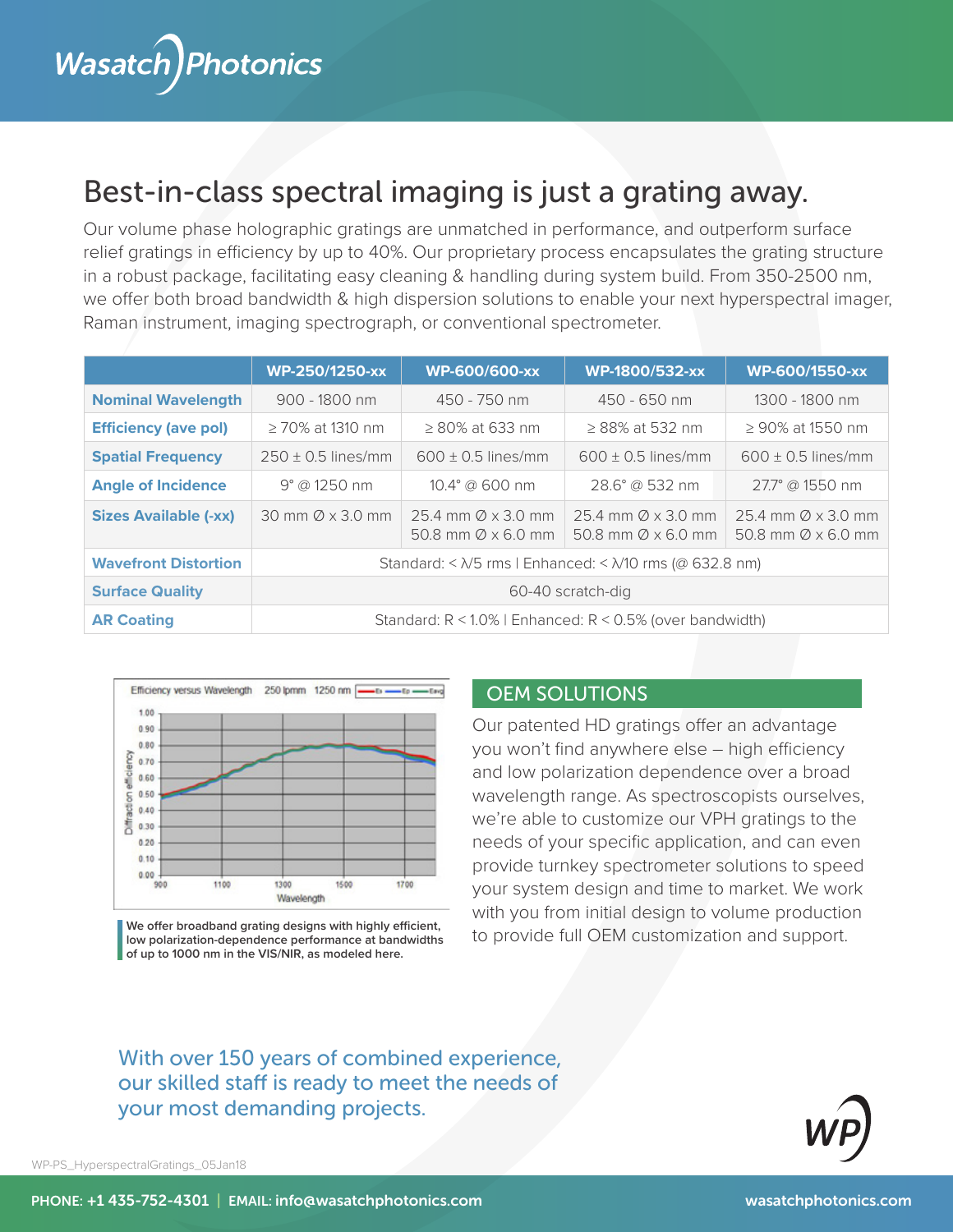Wasatch Photonics

# Best-in-class spectral imaging is just a grating away.

Our volume phase holographic gratings are unmatched in performance, and outperform surface relief gratings in efficiency by up to 40%. Our proprietary process encapsulates the grating structure in a robust package, facilitating easy cleaning & handling during system build. From 350-2500 nm, we offer both broad bandwidth & high dispersion solutions to enable your next hyperspectral imager, Raman instrument, imaging spectrograph, or conventional spectrometer.

| | WP-250/1250-xx | WP-600/600-xx | WP-1800/532-xx | WP-600/1550-xx |
|---|---|---|---|---|
| **Nominal Wavelength** | 900 - 1800 nm | 450 - 750 nm | 450 - 650 nm | 1300 - 1800 nm |
| **Efficiency (ave pol)** | ≥ 70% at 1310 nm | ≥ 80% at 633 nm | ≥ 88% at 532 nm | ≥ 90% at 1550 nm |
| **Spatial Frequency** | 250 ± 0.5 lines/mm | 600 ± 0.5 lines/mm | 600 ± 0.5 lines/mm | 600 ± 0.5 lines/mm |
| **Angle of Incidence** | 9° @ 1250 nm | 10.4° @ 600 nm | 28.6° @ 532 nm | 27.7° @ 1550 nm |
| **Sizes Available (-xx)** | 30 mm Ø x 3.0 mm | 25.4 mm Ø x 3.0 mm<br>50.8 mm Ø x 6.0 mm | 25.4 mm Ø x 3.0 mm<br>50.8 mm Ø x 6.0 mm | 25.4 mm Ø x 3.0 mm<br>50.8 mm Ø x 6.0 mm |
| **Wavefront Distortion** | Standard: < λ/5 rms \| Enhanced: < λ/10 rms (@ 632.8 nm) | | | |
| **Surface Quality** | 60-40 scratch-dig | | | |
| **AR Coating** | Standard: R < 1.0% \| Enhanced: R < 0.5% (over bandwidth) | | | |

Efficiency versus Wavelength 250 lpmm 1250 nm
Es Ep Eavg
Diffraction efficiency
1.00
0.90
0.80
0.70
0.60
0.50
0.40
0.30
0.20
0.10
0.00
900 1100 1300 1500 1700
Wavelength

We offer broadband grating designs with highly efficient, low polarization-dependence performance at bandwidths of up to 1000 nm in the VIS/NIR, as modeled here.

## OEM SOLUTIONS

Our patented HD gratings offer an advantage you won't find anywhere else – high efficiency and low polarization dependence over a broad wavelength range. As spectroscopists ourselves, we're able to customize our VPH gratings to the needs of your specific application, and can even provide turnkey spectrometer solutions to speed your system design and time to market. We work with you from initial design to volume production to provide full OEM customization and support.

With over 150 years of combined experience, our skilled staff is ready to meet the needs of your most demanding projects.

WP-PS_HyperspectralGratings_05Jan18

PHONE: +1 435-752-4301 | EMAIL: info@wasatchphotonics.com    wasatchphotonics.com